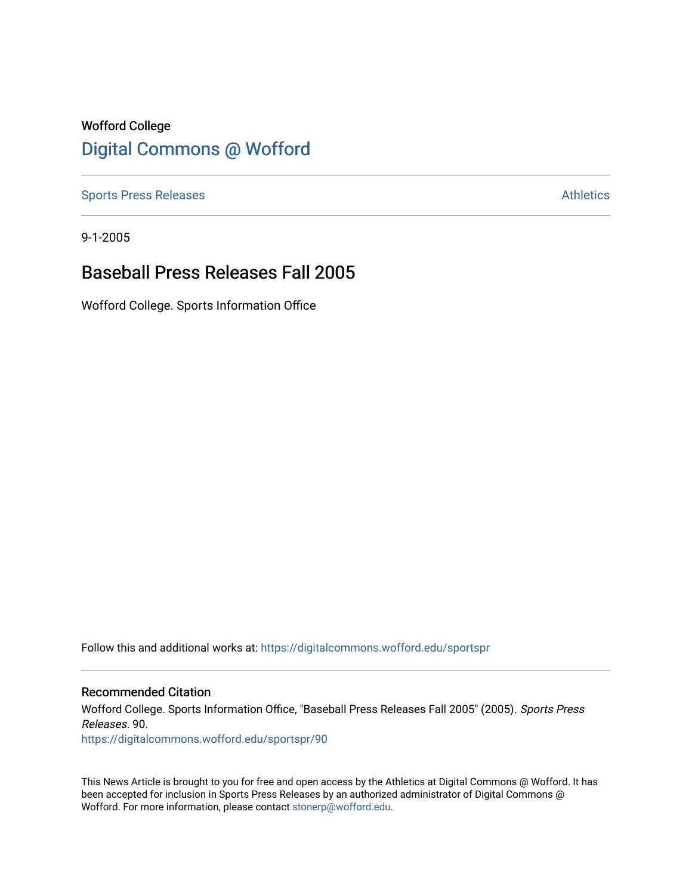Wofford College

# Digital Commons @ Wofford

Sports Press Releases | Athletics

9-1-2005

## Baseball Press Releases Fall 2005

Wofford College. Sports Information Office

Follow this and additional works at: https://digitalcommons.wofford.edu/sportspr

### Recommended Citation

Wofford College. Sports Information Office, "Baseball Press Releases Fall 2005" (2005). *Sports Press Releases*. 90.
https://digitalcommons.wofford.edu/sportspr/90

This News Article is brought to you for free and open access by the Athletics at Digital Commons @ Wofford. It has been accepted for inclusion in Sports Press Releases by an authorized administrator of Digital Commons @ Wofford. For more information, please contact stonerp@wofford.edu.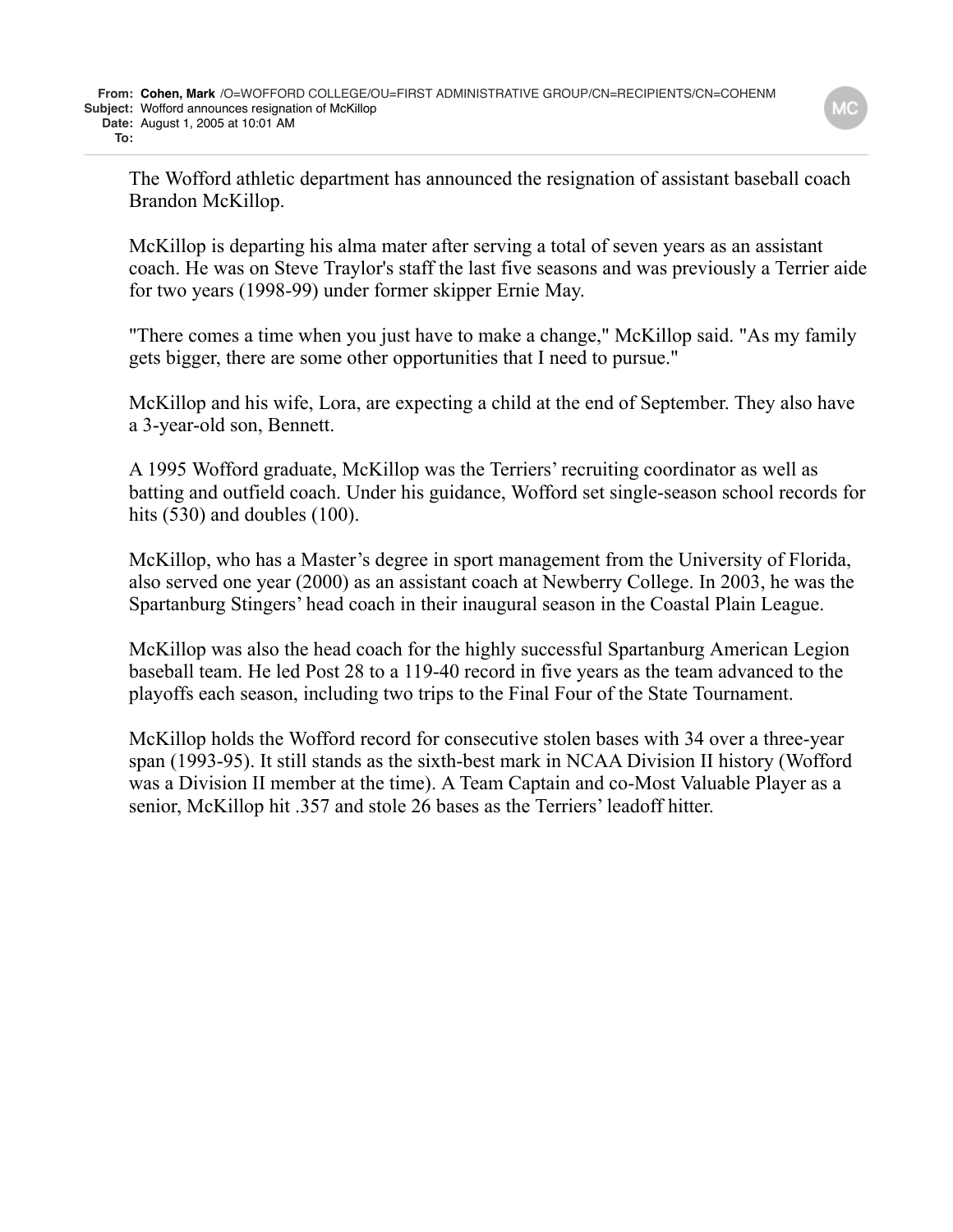**From:** **Cohen, Mark** /O=WOFFORD COLLEGE/OU=FIRST ADMINISTRATIVE GROUP/CN=RECIPIENTS/CN=COHENM
**Subject:** Wofford announces resignation of McKillop
**Date:** August 1, 2005 at 10:01 AM
**To:**

The Wofford athletic department has announced the resignation of assistant baseball coach Brandon McKillop.

McKillop is departing his alma mater after serving a total of seven years as an assistant coach. He was on Steve Traylor's staff the last five seasons and was previously a Terrier aide for two years (1998-99) under former skipper Ernie May.

"There comes a time when you just have to make a change," McKillop said. "As my family gets bigger, there are some other opportunities that I need to pursue."

McKillop and his wife, Lora, are expecting a child at the end of September. They also have a 3-year-old son, Bennett.

A 1995 Wofford graduate, McKillop was the Terriers' recruiting coordinator as well as batting and outfield coach. Under his guidance, Wofford set single-season school records for hits (530) and doubles (100).

McKillop, who has a Master's degree in sport management from the University of Florida, also served one year (2000) as an assistant coach at Newberry College. In 2003, he was the Spartanburg Stingers' head coach in their inaugural season in the Coastal Plain League.

McKillop was also the head coach for the highly successful Spartanburg American Legion baseball team. He led Post 28 to a 119-40 record in five years as the team advanced to the playoffs each season, including two trips to the Final Four of the State Tournament.

McKillop holds the Wofford record for consecutive stolen bases with 34 over a three-year span (1993-95). It still stands as the sixth-best mark in NCAA Division II history (Wofford was a Division II member at the time). A Team Captain and co-Most Valuable Player as a senior, McKillop hit .357 and stole 26 bases as the Terriers' leadoff hitter.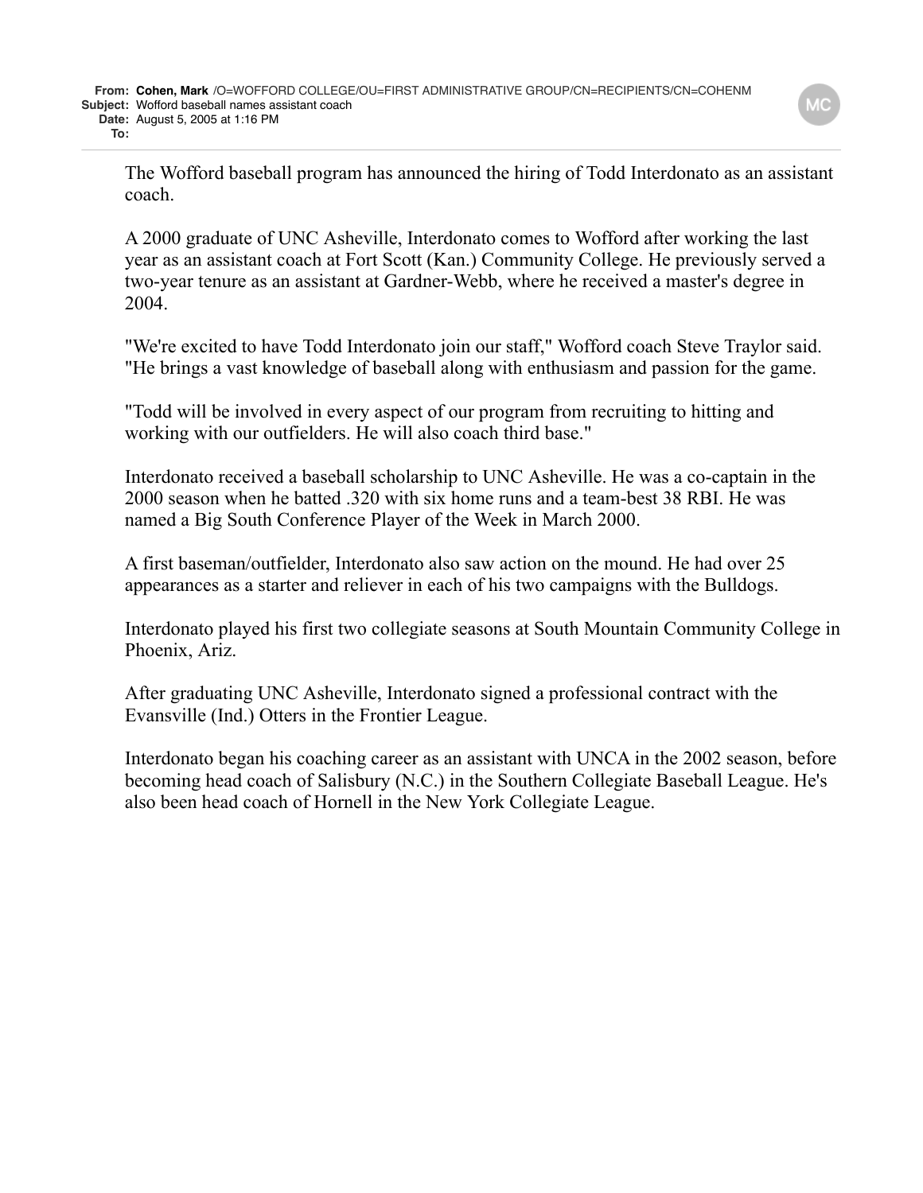**From:** **Cohen, Mark** /O=WOFFORD COLLEGE/OU=FIRST ADMINISTRATIVE GROUP/CN=RECIPIENTS/CN=COHENM
**Subject:** Wofford baseball names assistant coach
**Date:** August 5, 2005 at 1:16 PM
**To:**

The Wofford baseball program has announced the hiring of Todd Interdonato as an assistant coach.

A 2000 graduate of UNC Asheville, Interdonato comes to Wofford after working the last year as an assistant coach at Fort Scott (Kan.) Community College. He previously served a two-year tenure as an assistant at Gardner-Webb, where he received a master's degree in 2004.

"We're excited to have Todd Interdonato join our staff," Wofford coach Steve Traylor said. "He brings a vast knowledge of baseball along with enthusiasm and passion for the game.

"Todd will be involved in every aspect of our program from recruiting to hitting and working with our outfielders. He will also coach third base."

Interdonato received a baseball scholarship to UNC Asheville. He was a co-captain in the 2000 season when he batted .320 with six home runs and a team-best 38 RBI. He was named a Big South Conference Player of the Week in March 2000.

A first baseman/outfielder, Interdonato also saw action on the mound. He had over 25 appearances as a starter and reliever in each of his two campaigns with the Bulldogs.

Interdonato played his first two collegiate seasons at South Mountain Community College in Phoenix, Ariz.

After graduating UNC Asheville, Interdonato signed a professional contract with the Evansville (Ind.) Otters in the Frontier League.

Interdonato began his coaching career as an assistant with UNCA in the 2002 season, before becoming head coach of Salisbury (N.C.) in the Southern Collegiate Baseball League. He's also been head coach of Hornell in the New York Collegiate League.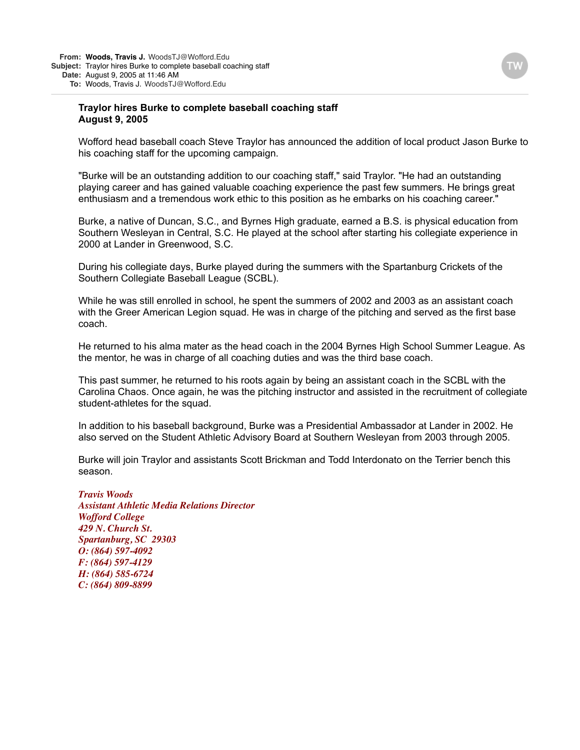**From:** **Woods, Travis J.** WoodsTJ@Wofford.Edu
**Subject:** Traylor hires Burke to complete baseball coaching staff
**Date:** August 9, 2005 at 11:46 AM
**To:** Woods, Travis J. WoodsTJ@Wofford.Edu

TW

**Traylor hires Burke to complete baseball coaching staff**
**August 9, 2005**

Wofford head baseball coach Steve Traylor has announced the addition of local product Jason Burke to his coaching staff for the upcoming campaign.

"Burke will be an outstanding addition to our coaching staff," said Traylor. "He had an outstanding playing career and has gained valuable coaching experience the past few summers. He brings great enthusiasm and a tremendous work ethic to this position as he embarks on his coaching career."

Burke, a native of Duncan, S.C., and Byrnes High graduate, earned a B.S. is physical education from Southern Wesleyan in Central, S.C. He played at the school after starting his collegiate experience in 2000 at Lander in Greenwood, S.C.

During his collegiate days, Burke played during the summers with the Spartanburg Crickets of the Southern Collegiate Baseball League (SCBL).

While he was still enrolled in school, he spent the summers of 2002 and 2003 as an assistant coach with the Greer American Legion squad. He was in charge of the pitching and served as the first base coach.

He returned to his alma mater as the head coach in the 2004 Byrnes High School Summer League. As the mentor, he was in charge of all coaching duties and was the third base coach.

This past summer, he returned to his roots again by being an assistant coach in the SCBL with the Carolina Chaos. Once again, he was the pitching instructor and assisted in the recruitment of collegiate student-athletes for the squad.

In addition to his baseball background, Burke was a Presidential Ambassador at Lander in 2002. He also served on the Student Athletic Advisory Board at Southern Wesleyan from 2003 through 2005.

Burke will join Traylor and assistants Scott Brickman and Todd Interdonato on the Terrier bench this season.

*Travis Woods*
*Assistant Athletic Media Relations Director*
*Wofford College*
*429 N. Church St.*
*Spartanburg, SC 29303*
*O: (864) 597-4092*
*F: (864) 597-4129*
*H: (864) 585-6724*
*C: (864) 809-8899*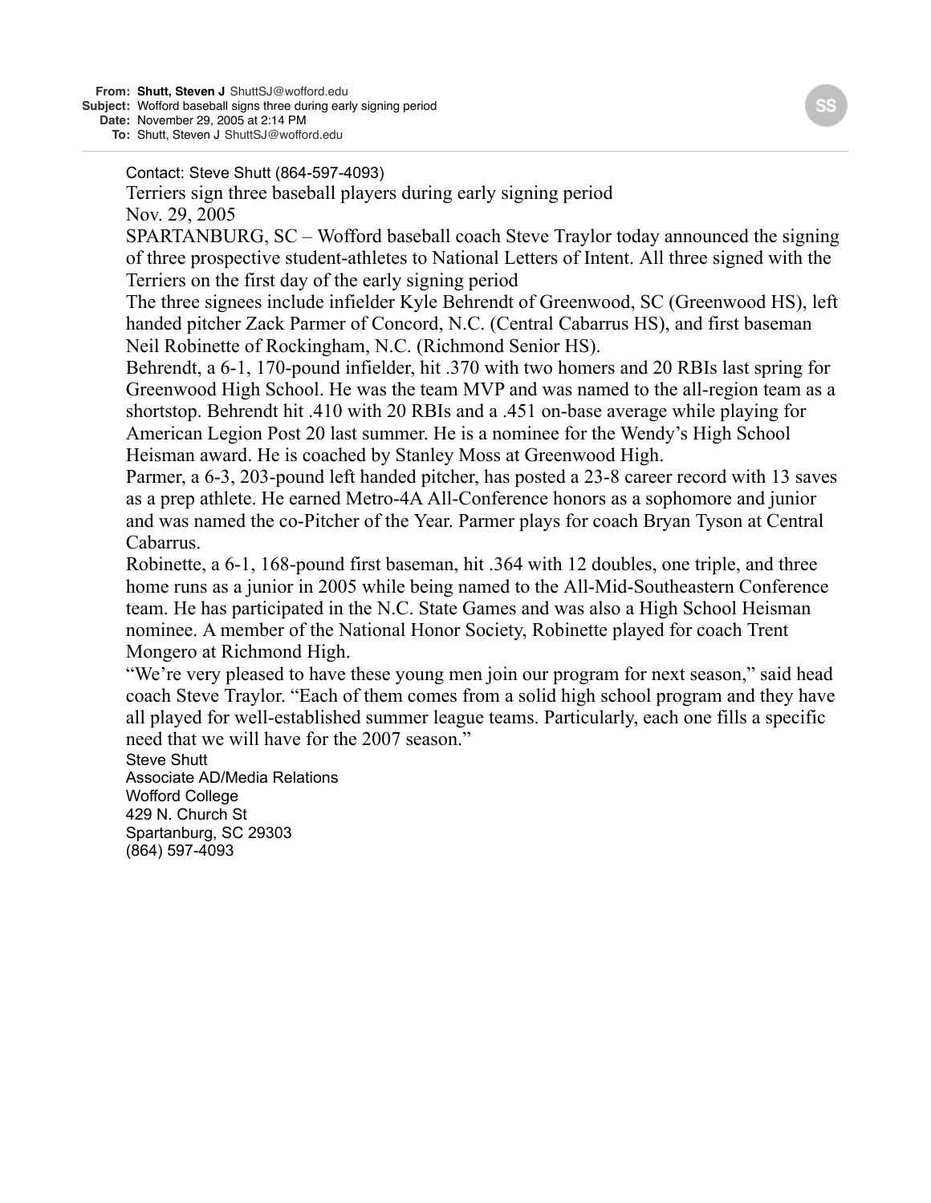**From:** **Shutt, Steven J** ShuttSJ@wofford.edu
**Subject:** Wofford baseball signs three during early signing period
**Date:** November 29, 2005 at 2:14 PM
**To:** Shutt, Steven J ShuttSJ@wofford.edu

SS

Contact: Steve Shutt (864-597-4093)

Terriers sign three baseball players during early signing period

Nov. 29, 2005

SPARTANBURG, SC – Wofford baseball coach Steve Traylor today announced the signing of three prospective student-athletes to National Letters of Intent. All three signed with the Terriers on the first day of the early signing period

The three signees include infielder Kyle Behrendt of Greenwood, SC (Greenwood HS), left handed pitcher Zack Parmer of Concord, N.C. (Central Cabarrus HS), and first baseman Neil Robinette of Rockingham, N.C. (Richmond Senior HS).

Behrendt, a 6-1, 170-pound infielder, hit .370 with two homers and 20 RBIs last spring for Greenwood High School. He was the team MVP and was named to the all-region team as a shortstop. Behrendt hit .410 with 20 RBIs and a .451 on-base average while playing for American Legion Post 20 last summer. He is a nominee for the Wendy's High School Heisman award. He is coached by Stanley Moss at Greenwood High.

Parmer, a 6-3, 203-pound left handed pitcher, has posted a 23-8 career record with 13 saves as a prep athlete. He earned Metro-4A All-Conference honors as a sophomore and junior and was named the co-Pitcher of the Year. Parmer plays for coach Bryan Tyson at Central Cabarrus.

Robinette, a 6-1, 168-pound first baseman, hit .364 with 12 doubles, one triple, and three home runs as a junior in 2005 while being named to the All-Mid-Southeastern Conference team. He has participated in the N.C. State Games and was also a High School Heisman nominee. A member of the National Honor Society, Robinette played for coach Trent Mongero at Richmond High.

"We're very pleased to have these young men join our program for next season," said head coach Steve Traylor. "Each of them comes from a solid high school program and they have all played for well-established summer league teams. Particularly, each one fills a specific need that we will have for the 2007 season."

Steve Shutt
Associate AD/Media Relations
Wofford College
429 N. Church St
Spartanburg, SC 29303
(864) 597-4093